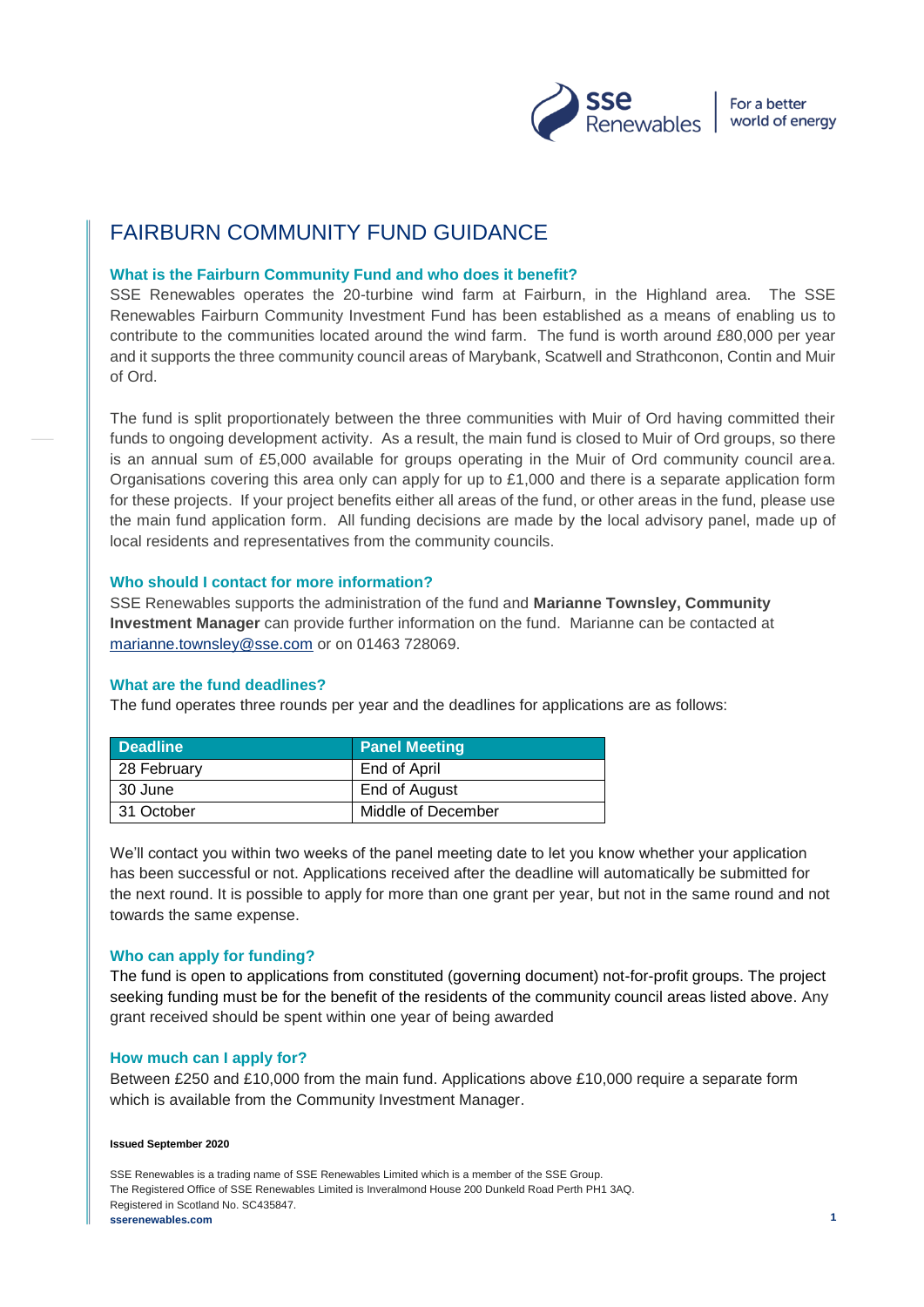# FAIRBURN COMMUNITY FUND GUIDANCE

### What is the Fairburn Community Fund and who does it benefit?

SSE Renewables operates the 20-turbine wind farm at Fairburn, in the Highland area. The SSE Renewables Fairburn Community Investment Fund has been established as a means of enabling us to contribute to the communities located around the wind farm. The fund is worth around £80,000 per year and it supports the three community council areas of Marybank, Scatwell and Strathconon, Contin and Muir of Ord.

The fund is split proportionately between the three communities with Muir of Ord having committed their funds to ongoing development activity. As a result, the main fund is closed to Muir of Ord groups, so there is an annual sum of £5,000 available for groups operating in the Muir of Ord community council area. Organisations covering this area only can apply for up to £1,000 and there is a separate application form for these projects. If your project benefits either all areas of the fund, or other areas in the fund, please use the main fund application form. All funding decisions are made by the local advisory panel, made up of local residents and representatives from the community councils.

### Who should I contact for more information?

SSE Renewables supports the administration of the fund and **Marianne Townsley, Community Investment Manager** can provide further information on the fund. Marianne can be contacted at marianne.townsley@sse.com or on 01463 728069.

### What are the fund deadlines?

The fund operates three rounds per year and the deadlines for applications are as follows:

| Deadline | Panel Meeting |
|---|---|
| 28 February | End of April |
| 30 June | End of August |
| 31 October | Middle of December |

We'll contact you within two weeks of the panel meeting date to let you know whether your application has been successful or not. Applications received after the deadline will automatically be submitted for the next round. It is possible to apply for more than one grant per year, but not in the same round and not towards the same expense.

### Who can apply for funding?

The fund is open to applications from constituted (governing document) not-for-profit groups. The project seeking funding must be for the benefit of the residents of the community council areas listed above. Any grant received should be spent within one year of being awarded

### How much can I apply for?

Between £250 and £10,000 from the main fund. Applications above £10,000 require a separate form which is available from the Community Investment Manager.

**Issued September 2020**

SSE Renewables is a trading name of SSE Renewables Limited which is a member of the SSE Group.
The Registered Office of SSE Renewables Limited is Inveralmond House 200 Dunkeld Road Perth PH1 3AQ.
Registered in Scotland No. SC435847.
**sserenewables.com**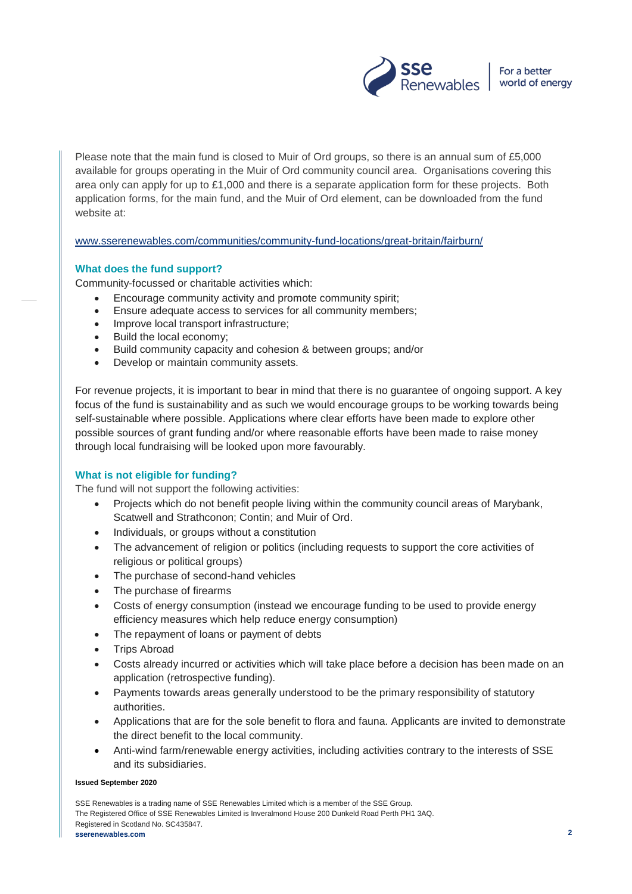Please note that the main fund is closed to Muir of Ord groups, so there is an annual sum of £5,000 available for groups operating in the Muir of Ord community council area. Organisations covering this area only can apply for up to £1,000 and there is a separate application form for these projects. Both application forms, for the main fund, and the Muir of Ord element, can be downloaded from the fund website at:

www.sserenewables.com/communities/community-fund-locations/great-britain/fairburn/

### What does the fund support?

Community-focussed or charitable activities which:

- Encourage community activity and promote community spirit;
- Ensure adequate access to services for all community members;
- Improve local transport infrastructure;
- Build the local economy;
- Build community capacity and cohesion & between groups; and/or
- Develop or maintain community assets.

For revenue projects, it is important to bear in mind that there is no guarantee of ongoing support. A key focus of the fund is sustainability and as such we would encourage groups to be working towards being self-sustainable where possible. Applications where clear efforts have been made to explore other possible sources of grant funding and/or where reasonable efforts have been made to raise money through local fundraising will be looked upon more favourably.

### What is not eligible for funding?

The fund will not support the following activities:

- Projects which do not benefit people living within the community council areas of Marybank, Scatwell and Strathconon; Contin; and Muir of Ord.
- Individuals, or groups without a constitution
- The advancement of religion or politics (including requests to support the core activities of religious or political groups)
- The purchase of second-hand vehicles
- The purchase of firearms
- Costs of energy consumption (instead we encourage funding to be used to provide energy efficiency measures which help reduce energy consumption)
- The repayment of loans or payment of debts
- Trips Abroad
- Costs already incurred or activities which will take place before a decision has been made on an application (retrospective funding).
- Payments towards areas generally understood to be the primary responsibility of statutory authorities.
- Applications that are for the sole benefit to flora and fauna. Applicants are invited to demonstrate the direct benefit to the local community.
- Anti-wind farm/renewable energy activities, including activities contrary to the interests of SSE and its subsidiaries.

**Issued September 2020**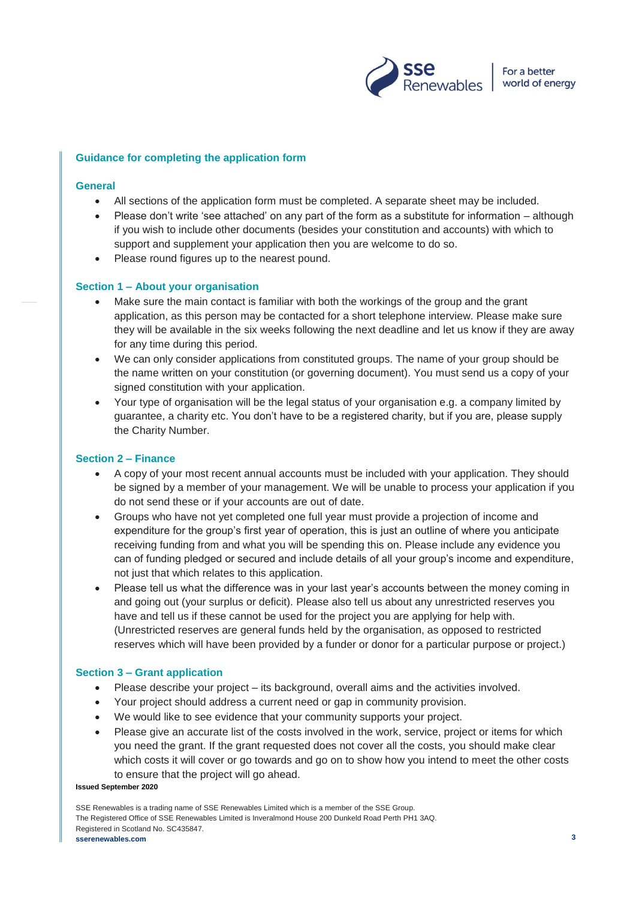## Guidance for completing the application form

### General

- All sections of the application form must be completed. A separate sheet may be included.
- Please don't write 'see attached' on any part of the form as a substitute for information – although if you wish to include other documents (besides your constitution and accounts) with which to support and supplement your application then you are welcome to do so.
- Please round figures up to the nearest pound.

### Section 1 – About your organisation

- Make sure the main contact is familiar with both the workings of the group and the grant application, as this person may be contacted for a short telephone interview. Please make sure they will be available in the six weeks following the next deadline and let us know if they are away for any time during this period.
- We can only consider applications from constituted groups. The name of your group should be the name written on your constitution (or governing document). You must send us a copy of your signed constitution with your application.
- Your type of organisation will be the legal status of your organisation e.g. a company limited by guarantee, a charity etc. You don't have to be a registered charity, but if you are, please supply the Charity Number.

### Section 2 – Finance

- A copy of your most recent annual accounts must be included with your application. They should be signed by a member of your management. We will be unable to process your application if you do not send these or if your accounts are out of date.
- Groups who have not yet completed one full year must provide a projection of income and expenditure for the group's first year of operation, this is just an outline of where you anticipate receiving funding from and what you will be spending this on. Please include any evidence you can of funding pledged or secured and include details of all your group's income and expenditure, not just that which relates to this application.
- Please tell us what the difference was in your last year's accounts between the money coming in and going out (your surplus or deficit). Please also tell us about any unrestricted reserves you have and tell us if these cannot be used for the project you are applying for help with. (Unrestricted reserves are general funds held by the organisation, as opposed to restricted reserves which will have been provided by a funder or donor for a particular purpose or project.)

### Section 3 – Grant application

- Please describe your project – its background, overall aims and the activities involved.
- Your project should address a current need or gap in community provision.
- We would like to see evidence that your community supports your project.
- Please give an accurate list of the costs involved in the work, service, project or items for which you need the grant. If the grant requested does not cover all the costs, you should make clear which costs it will cover or go towards and go on to show how you intend to meet the other costs to ensure that the project will go ahead.

**Issued September 2020**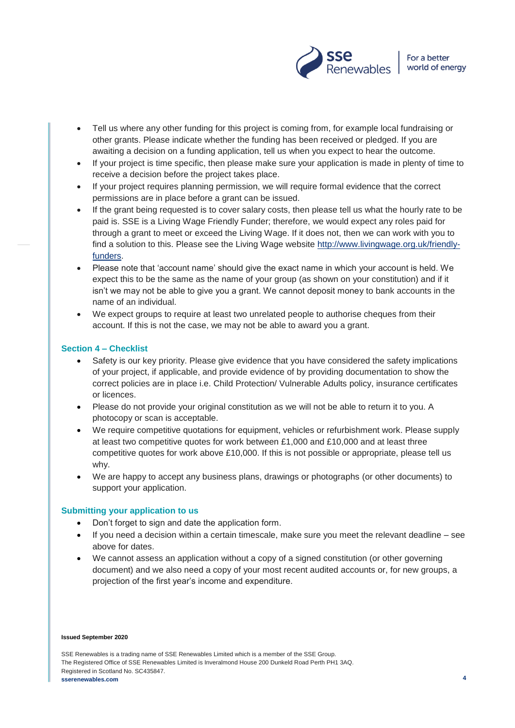- Tell us where any other funding for this project is coming from, for example local fundraising or other grants. Please indicate whether the funding has been received or pledged. If you are awaiting a decision on a funding application, tell us when you expect to hear the outcome.
- If your project is time specific, then please make sure your application is made in plenty of time to receive a decision before the project takes place.
- If your project requires planning permission, we will require formal evidence that the correct permissions are in place before a grant can be issued.
- If the grant being requested is to cover salary costs, then please tell us what the hourly rate to be paid is. SSE is a Living Wage Friendly Funder; therefore, we would expect any roles paid for through a grant to meet or exceed the Living Wage. If it does not, then we can work with you to find a solution to this. Please see the Living Wage website [http://www.livingwage.org.uk/friendly-funders](http://www.livingwage.org.uk/friendly-funders).
- Please note that 'account name' should give the exact name in which your account is held. We expect this to be the same as the name of your group (as shown on your constitution) and if it isn't we may not be able to give you a grant. We cannot deposit money to bank accounts in the name of an individual.
- We expect groups to require at least two unrelated people to authorise cheques from their account. If this is not the case, we may not be able to award you a grant.

### Section 4 – Checklist

- Safety is our key priority. Please give evidence that you have considered the safety implications of your project, if applicable, and provide evidence of by providing documentation to show the correct policies are in place i.e. Child Protection/ Vulnerable Adults policy, insurance certificates or licences.
- Please do not provide your original constitution as we will not be able to return it to you. A photocopy or scan is acceptable.
- We require competitive quotations for equipment, vehicles or refurbishment work. Please supply at least two competitive quotes for work between £1,000 and £10,000 and at least three competitive quotes for work above £10,000. If this is not possible or appropriate, please tell us why.
- We are happy to accept any business plans, drawings or photographs (or other documents) to support your application.

### Submitting your application to us

- Don't forget to sign and date the application form.
- If you need a decision within a certain timescale, make sure you meet the relevant deadline – see above for dates.
- We cannot assess an application without a copy of a signed constitution (or other governing document) and we also need a copy of your most recent audited accounts or, for new groups, a projection of the first year's income and expenditure.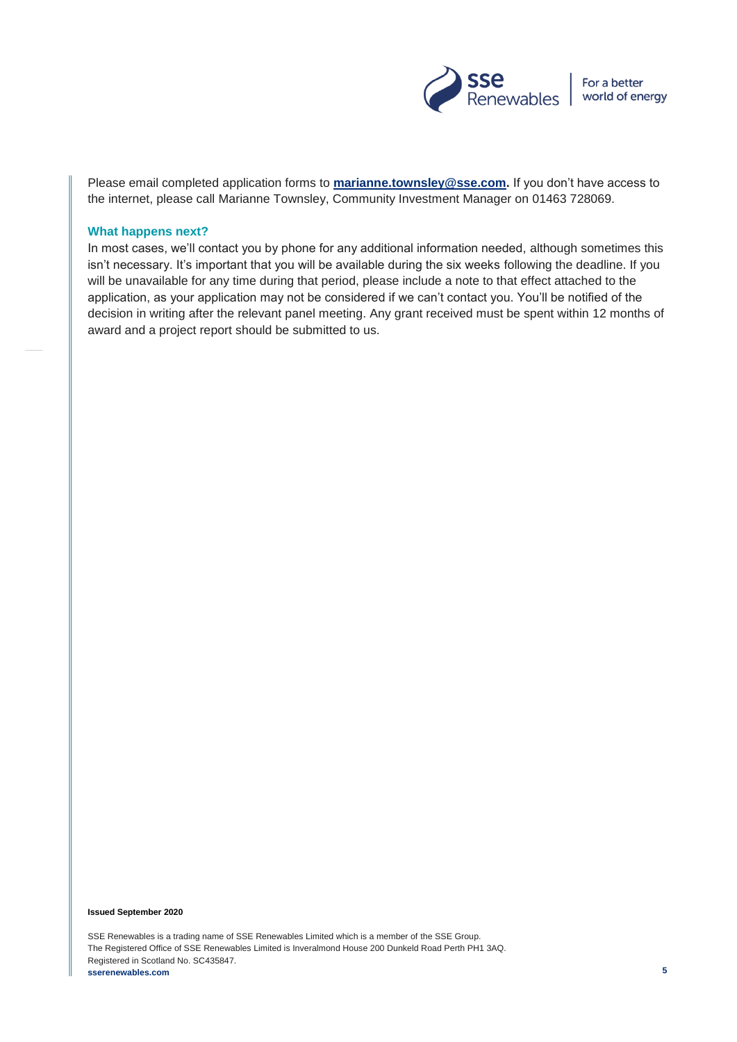Please email completed application forms to **[marianne.townsley@sse.com](mailto:marianne.townsley@sse.com).** If you don't have access to the internet, please call Marianne Townsley, Community Investment Manager on 01463 728069.

### What happens next?

In most cases, we'll contact you by phone for any additional information needed, although sometimes this isn't necessary. It's important that you will be available during the six weeks following the deadline. If you will be unavailable for any time during that period, please include a note to that effect attached to the application, as your application may not be considered if we can't contact you. You'll be notified of the decision in writing after the relevant panel meeting. Any grant received must be spent within 12 months of award and a project report should be submitted to us.

**Issued September 2020**

SSE Renewables is a trading name of SSE Renewables Limited which is a member of the SSE Group.
The Registered Office of SSE Renewables Limited is Inveralmond House 200 Dunkeld Road Perth PH1 3AQ.
Registered in Scotland No. SC435847.
**sserenewables.com**